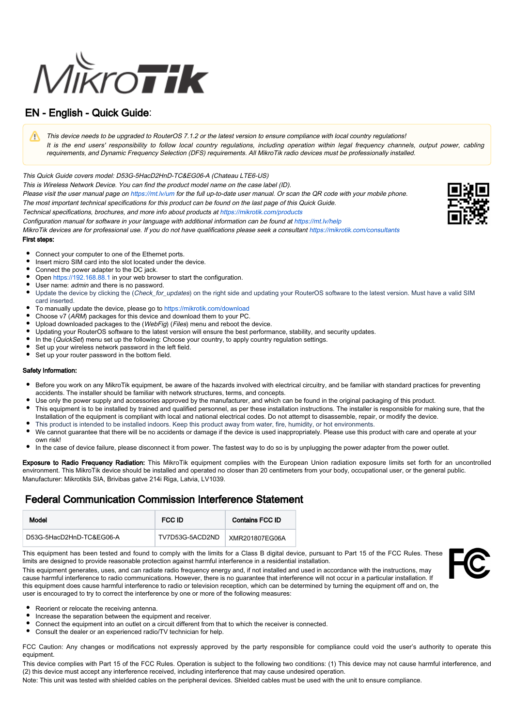# EN - English - Quick Guide:

> ⚠ *This device needs to be upgraded to RouterOS 7.1.2 or the latest version to ensure compliance with local country regulations!*
> *It is the end users' responsibility to follow local country regulations, including operation within legal frequency channels, output power, cabling requirements, and Dynamic Frequency Selection (DFS) requirements. All MikroTik radio devices must be professionally installed.*

*This Quick Guide covers model: D53G-5HacD2HnD-TC&EG06-A (Chateau LTE6-US)*
*This is Wireless Network Device. You can find the product model name on the case label (ID).*
*Please visit the user manual page on https://mt.lv/um for the full up-to-date user manual. Or scan the QR code with your mobile phone.*
*The most important technical specifications for this product can be found on the last page of this Quick Guide.*
*Technical specifications, brochures, and more info about products at https://mikrotik.com/products*
*Configuration manual for software in your language with additional information can be found at https://mt.lv/help*
*MikroTik devices are for professional use. If you do not have qualifications please seek a consultant https://mikrotik.com/consultants*

**First steps:**

- Connect your computer to one of the Ethernet ports.
- Insert micro SIM card into the slot located under the device.
- Connect the power adapter to the DC jack.
- Open https://192.168.88.1 in your web browser to start the configuration.
- User name: *admin* and there is no password.
- Update the device by clicking the (*Check_for_updates*) on the right side and updating your RouterOS software to the latest version. Must have a valid SIM card inserted.
- To manually update the device, please go to https://mikrotik.com/download
- Choose v7 (*ARM*) packages for this device and download them to your PC.
- Upload downloaded packages to the (*WebFig*) (*Files*) menu and reboot the device.
- Updating your RouterOS software to the latest version will ensure the best performance, stability, and security updates.
- In the (*QuickSet*) menu set up the following: Choose your country, to apply country regulation settings.
- Set up your wireless network password in the left field.
- Set up your router password in the bottom field.

**Safety Information:**

- Before you work on any MikroTik equipment, be aware of the hazards involved with electrical circuitry, and be familiar with standard practices for preventing accidents. The installer should be familiar with network structures, terms, and concepts.
- Use only the power supply and accessories approved by the manufacturer, and which can be found in the original packaging of this product.
- This equipment is to be installed by trained and qualified personnel, as per these installation instructions. The installer is responsible for making sure, that the Installation of the equipment is compliant with local and national electrical codes. Do not attempt to disassemble, repair, or modify the device.
- This product is intended to be installed indoors. Keep this product away from water, fire, humidity, or hot environments.
- We cannot guarantee that there will be no accidents or damage if the device is used inappropriately. Please use this product with care and operate at your own risk!
- In the case of device failure, please disconnect it from power. The fastest way to do so is by unplugging the power adapter from the power outlet.

**Exposure to Radio Frequency Radiation:** This MikroTik equipment complies with the European Union radiation exposure limits set forth for an uncontrolled environment. This MikroTik device should be installed and operated no closer than 20 centimeters from your body, occupational user, or the general public.
Manufacturer: Mikrotikls SIA, Brivibas gatve 214i Riga, Latvia, LV1039.

## Federal Communication Commission Interference Statement

| Model | FCC ID | Contains FCC ID |
|---|---|---|
| D53G-5HacD2HnD-TC&EG06-A | TV7D53G-5ACD2ND | XMR201807EG06A |

This equipment has been tested and found to comply with the limits for a Class B digital device, pursuant to Part 15 of the FCC Rules. These limits are designed to provide reasonable protection against harmful interference in a residential installation.
This equipment generates, uses, and can radiate radio frequency energy and, if not installed and used in accordance with the instructions, may cause harmful interference to radio communications. However, there is no guarantee that interference will not occur in a particular installation. If this equipment does cause harmful interference to radio or television reception, which can be determined by turning the equipment off and on, the user is encouraged to try to correct the interference by one or more of the following measures:

- Reorient or relocate the receiving antenna.
- Increase the separation between the equipment and receiver.
- Connect the equipment into an outlet on a circuit different from that to which the receiver is connected.
- Consult the dealer or an experienced radio/TV technician for help.

FCC Caution: Any changes or modifications not expressly approved by the party responsible for compliance could void the user's authority to operate this equipment.
This device complies with Part 15 of the FCC Rules. Operation is subject to the following two conditions: (1) This device may not cause harmful interference, and (2) this device must accept any interference received, including interference that may cause undesired operation.
Note: This unit was tested with shielded cables on the peripheral devices. Shielded cables must be used with the unit to ensure compliance.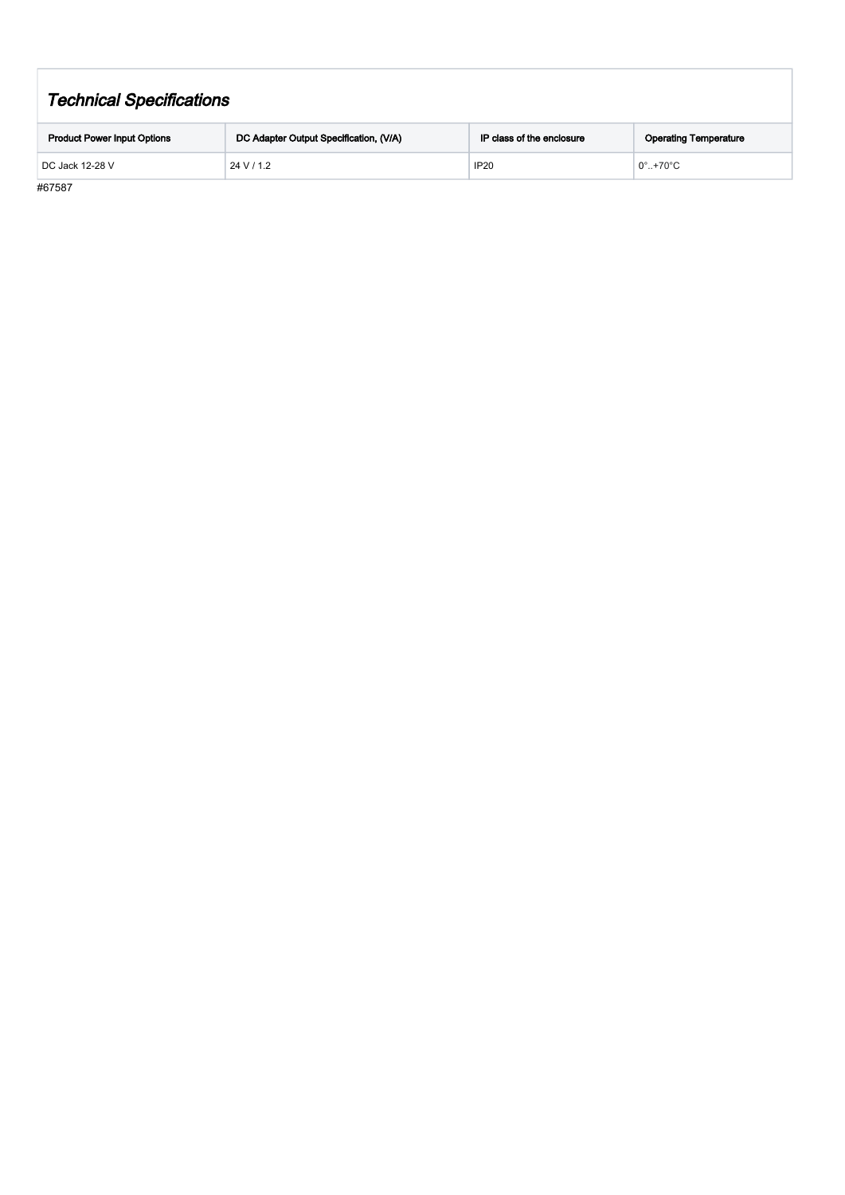## *Technical Specifications*

| Product Power Input Options | DC Adapter Output Specification, (V/A) | IP class of the enclosure | Operating Temperature |
|---|---|---|---|
| DC Jack 12-28 V | 24 V / 1.2 | IP20 | 0°..+70°C |

#67587